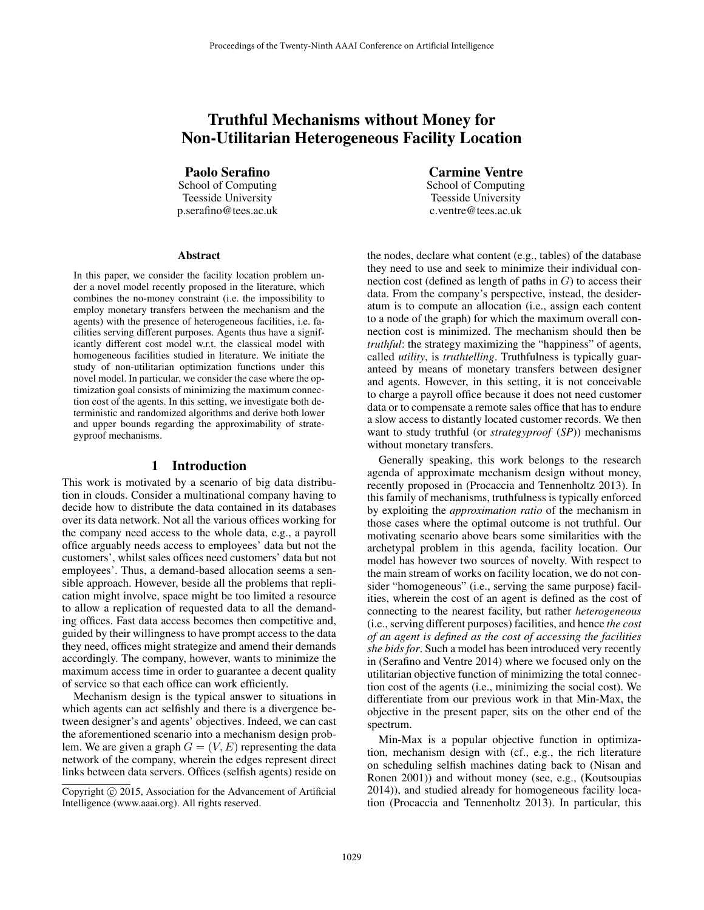# Truthful Mechanisms without Money for Non-Utilitarian Heterogeneous Facility Location

**Paolo Serafino**
School of Computing
Teesside University
p.serafino@tees.ac.uk

**Carmine Ventre**
School of Computing
Teesside University
c.ventre@tees.ac.uk

### Abstract

In this paper, we consider the facility location problem under a novel model recently proposed in the literature, which combines the no-money constraint (i.e. the impossibility to employ monetary transfers between the mechanism and the agents) with the presence of heterogeneous facilities, i.e. facilities serving different purposes. Agents thus have a significantly different cost model w.r.t. the classical model with homogeneous facilities studied in literature. We initiate the study of non-utilitarian optimization functions under this novel model. In particular, we consider the case where the optimization goal consists of minimizing the maximum connection cost of the agents. In this setting, we investigate both deterministic and randomized algorithms and derive both lower and upper bounds regarding the approximability of strategyproof mechanisms.

## 1 Introduction

This work is motivated by a scenario of big data distribution in clouds. Consider a multinational company having to decide how to distribute the data contained in its databases over its data network. Not all the various offices working for the company need access to the whole data, e.g., a payroll office arguably needs access to employees' data but not the customers', whilst sales offices need customers' data but not employees'. Thus, a demand-based allocation seems a sensible approach. However, beside all the problems that replication might involve, space might be too limited a resource to allow a replication of requested data to all the demanding offices. Fast data access becomes then competitive and, guided by their willingness to have prompt access to the data they need, offices might strategize and amend their demands accordingly. The company, however, wants to minimize the maximum access time in order to guarantee a decent quality of service so that each office can work efficiently.

Mechanism design is the typical answer to situations in which agents can act selfishly and there is a divergence between designer's and agents' objectives. Indeed, we can cast the aforementioned scenario into a mechanism design problem. We are given a graph $G = (V, E)$ representing the data network of the company, wherein the edges represent direct links between data servers. Offices (selfish agents) reside on the nodes, declare what content (e.g., tables) of the database they need to use and seek to minimize their individual connection cost (defined as length of paths in $G$) to access their data. From the company's perspective, instead, the desideratum is to compute an allocation (i.e., assign each content to a node of the graph) for which the maximum overall connection cost is minimized. The mechanism should then be *truthful*: the strategy maximizing the "happiness" of agents, called *utility*, is *truthtelling*. Truthfulness is typically guaranteed by means of monetary transfers between designer and agents. However, in this setting, it is not conceivable to charge a payroll office because it does not need customer data or to compensate a remote sales office that has to endure a slow access to distantly located customer records. We then want to study truthful (or *strategyproof* (*SP*)) mechanisms without monetary transfers.

Generally speaking, this work belongs to the research agenda of approximate mechanism design without money, recently proposed in (Procaccia and Tennenholtz 2013). In this family of mechanisms, truthfulness is typically enforced by exploiting the *approximation ratio* of the mechanism in those cases where the optimal outcome is not truthful. Our motivating scenario above bears some similarities with the archetypal problem in this agenda, facility location. Our model has however two sources of novelty. With respect to the main stream of works on facility location, we do not consider "homogeneous" (i.e., serving the same purpose) facilities, wherein the cost of an agent is defined as the cost of connecting to the nearest facility, but rather *heterogeneous* (i.e., serving different purposes) facilities, and hence *the cost of an agent is defined as the cost of accessing the facilities she bids for*. Such a model has been introduced very recently in (Serafino and Ventre 2014) where we focused only on the utilitarian objective function of minimizing the total connection cost of the agents (i.e., minimizing the social cost). We differentiate from our previous work in that Min-Max, the objective in the present paper, sits on the other end of the spectrum.

Min-Max is a popular objective function in optimization, mechanism design with (cf., e.g., the rich literature on scheduling selfish machines dating back to (Nisan and Ronen 2001)) and without money (see, e.g., (Koutsoupias 2014)), and studied already for homogeneous facility location (Procaccia and Tennenholtz 2013). In particular, this

Copyright © 2015, Association for the Advancement of Artificial Intelligence (www.aaai.org). All rights reserved.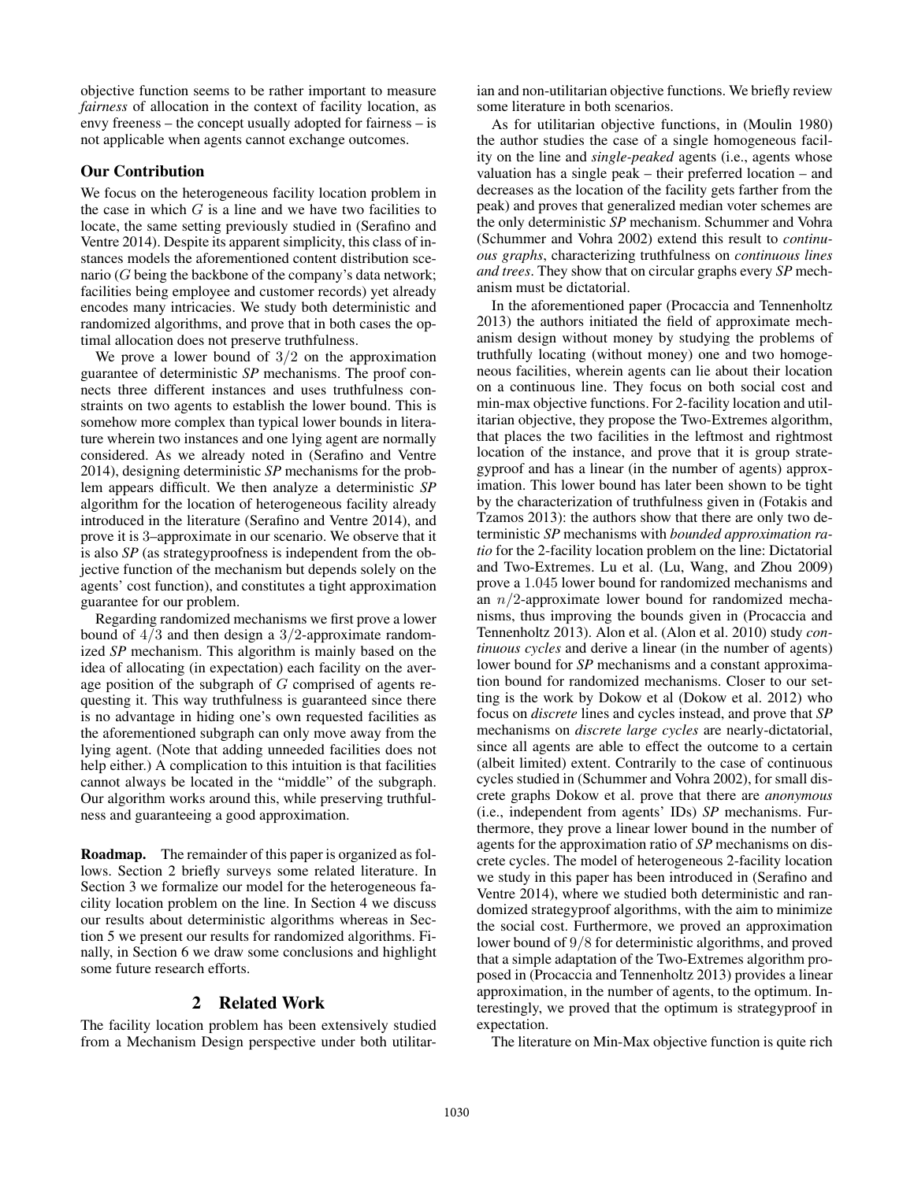objective function seems to be rather important to measure *fairness* of allocation in the context of facility location, as envy freeness – the concept usually adopted for fairness – is not applicable when agents cannot exchange outcomes.

### Our Contribution

We focus on the heterogeneous facility location problem in the case in which $G$ is a line and we have two facilities to locate, the same setting previously studied in (Serafino and Ventre 2014). Despite its apparent simplicity, this class of instances models the aforementioned content distribution scenario ($G$ being the backbone of the company's data network; facilities being employee and customer records) yet already encodes many intricacies. We study both deterministic and randomized algorithms, and prove that in both cases the optimal allocation does not preserve truthfulness.

We prove a lower bound of $3/2$ on the approximation guarantee of deterministic *SP* mechanisms. The proof connects three different instances and uses truthfulness constraints on two agents to establish the lower bound. This is somehow more complex than typical lower bounds in literature wherein two instances and one lying agent are normally considered. As we already noted in (Serafino and Ventre 2014), designing deterministic *SP* mechanisms for the problem appears difficult. We then analyze a deterministic *SP* algorithm for the location of heterogeneous facility already introduced in the literature (Serafino and Ventre 2014), and prove it is 3–approximate in our scenario. We observe that it is also *SP* (as strategyproofness is independent from the objective function of the mechanism but depends solely on the agents' cost function), and constitutes a tight approximation guarantee for our problem.

Regarding randomized mechanisms we first prove a lower bound of $4/3$ and then design a $3/2$-approximate randomized *SP* mechanism. This algorithm is mainly based on the idea of allocating (in expectation) each facility on the average position of the subgraph of $G$ comprised of agents requesting it. This way truthfulness is guaranteed since there is no advantage in hiding one's own requested facilities as the aforementioned subgraph can only move away from the lying agent. (Note that adding unneeded facilities does not help either.) A complication to this intuition is that facilities cannot always be located in the "middle" of the subgraph. Our algorithm works around this, while preserving truthfulness and guaranteeing a good approximation.

**Roadmap.** The remainder of this paper is organized as follows. Section 2 briefly surveys some related literature. In Section 3 we formalize our model for the heterogeneous facility location problem on the line. In Section 4 we discuss our results about deterministic algorithms whereas in Section 5 we present our results for randomized algorithms. Finally, in Section 6 we draw some conclusions and highlight some future research efforts.

## 2 Related Work

The facility location problem has been extensively studied from a Mechanism Design perspective under both utilitarian and non-utilitarian objective functions. We briefly review some literature in both scenarios.

As for utilitarian objective functions, in (Moulin 1980) the author studies the case of a single homogeneous facility on the line and *single-peaked* agents (i.e., agents whose valuation has a single peak – their preferred location – and decreases as the location of the facility gets farther from the peak) and proves that generalized median voter schemes are the only deterministic *SP* mechanism. Schummer and Vohra (Schummer and Vohra 2002) extend this result to *continuous graphs*, characterizing truthfulness on *continuous lines and trees*. They show that on circular graphs every *SP* mechanism must be dictatorial.

In the aforementioned paper (Procaccia and Tennenholtz 2013) the authors initiated the field of approximate mechanism design without money by studying the problems of truthfully locating (without money) one and two homogeneous facilities, wherein agents can lie about their location on a continuous line. They focus on both social cost and min-max objective functions. For 2-facility location and utilitarian objective, they propose the Two-Extremes algorithm, that places the two facilities in the leftmost and rightmost location of the instance, and prove that it is group strategyproof and has a linear (in the number of agents) approximation. This lower bound has later been shown to be tight by the characterization of truthfulness given in (Fotakis and Tzamos 2013): the authors show that there are only two deterministic *SP* mechanisms with *bounded approximation ratio* for the 2-facility location problem on the line: Dictatorial and Two-Extremes. Lu et al. (Lu, Wang, and Zhou 2009) prove a $1.045$ lower bound for randomized mechanisms and an $n/2$-approximate lower bound for randomized mechanisms, thus improving the bounds given in (Procaccia and Tennenholtz 2013). Alon et al. (Alon et al. 2010) study *continuous cycles* and derive a linear (in the number of agents) lower bound for *SP* mechanisms and a constant approximation bound for randomized mechanisms. Closer to our setting is the work by Dokow et al (Dokow et al. 2012) who focus on *discrete* lines and cycles instead, and prove that *SP* mechanisms on *discrete large cycles* are nearly-dictatorial, since all agents are able to effect the outcome to a certain (albeit limited) extent. Contrarily to the case of continuous cycles studied in (Schummer and Vohra 2002), for small discrete graphs Dokow et al. prove that there are *anonymous* (i.e., independent from agents' IDs) *SP* mechanisms. Furthermore, they prove a linear lower bound in the number of agents for the approximation ratio of *SP* mechanisms on discrete cycles. The model of heterogeneous 2-facility location we study in this paper has been introduced in (Serafino and Ventre 2014), where we studied both deterministic and randomized strategyproof algorithms, with the aim to minimize the social cost. Furthermore, we proved an approximation lower bound of $9/8$ for deterministic algorithms, and proved that a simple adaptation of the Two-Extremes algorithm proposed in (Procaccia and Tennenholtz 2013) provides a linear approximation, in the number of agents, to the optimum. Interestingly, we proved that the optimum is strategyproof in expectation.

The literature on Min-Max objective function is quite rich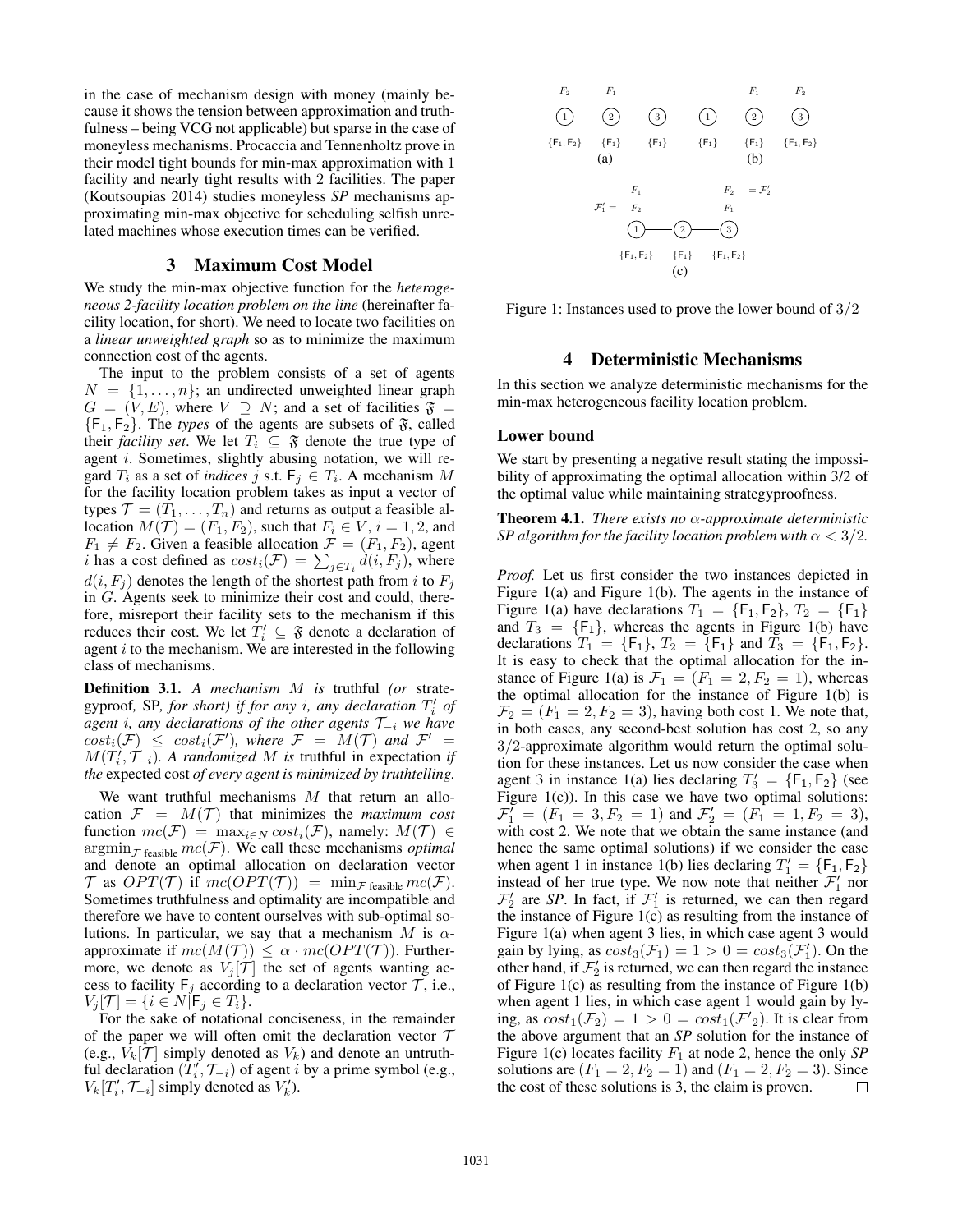in the case of mechanism design with money (mainly because it shows the tension between approximation and truthfulness – being VCG not applicable) but sparse in the case of moneyless mechanisms. Procaccia and Tennenholtz prove in their model tight bounds for min-max approximation with 1 facility and nearly tight results with 2 facilities. The paper (Koutsoupias 2014) studies moneyless *SP* mechanisms approximating min-max objective for scheduling selfish unrelated machines whose execution times can be verified.

## 3 Maximum Cost Model

We study the min-max objective function for the *heterogeneous 2-facility location problem on the line* (hereinafter facility location, for short). We need to locate two facilities on a *linear unweighted graph* so as to minimize the maximum connection cost of the agents.

The input to the problem consists of a set of agents $N = \{1, \ldots, n\}$; an undirected unweighted linear graph $G = (V, E)$, where $V \supseteq N$; and a set of facilities $\mathfrak{F} = \{\mathsf{F}_1, \mathsf{F}_2\}$. The *types* of the agents are subsets of $\mathfrak{F}$, called their *facility set*. We let $T_i \subseteq \mathfrak{F}$ denote the true type of agent $i$. Sometimes, slightly abusing notation, we will regard $T_i$ as a set of *indices* $j$ s.t. $\mathsf{F}_j \in T_i$. A mechanism $M$ for the facility location problem takes as input a vector of types $\mathcal{T} = (T_1, \ldots, T_n)$ and returns as output a feasible allocation $M(\mathcal{T}) = (F_1, F_2)$, such that $F_i \in V$, $i = 1, 2$, and $F_1 \neq F_2$. Given a feasible allocation $\mathcal{F} = (F_1, F_2)$, agent $i$ has a cost defined as $cost_i(\mathcal{F}) = \sum_{j \in T_i} d(i, F_j)$, where $d(i, F_j)$ denotes the length of the shortest path from $i$ to $F_j$ in $G$. Agents seek to minimize their cost and could, therefore, misreport their facility sets to the mechanism if this reduces their cost. We let $T'_i \subseteq \mathfrak{F}$ denote a declaration of agent $i$ to the mechanism. We are interested in the following class of mechanisms.

**Definition 3.1.** *A mechanism $M$ is* truthful *(or* strategyproof*,* SP*, for short) if for any $i$, any declaration $T'_i$ of agent $i$, any declarations of the other agents $\mathcal{T}_{-i}$ we have $cost_i(\mathcal{F}) \leq cost_i(\mathcal{F}')$, where $\mathcal{F} = M(\mathcal{T})$ and $\mathcal{F}' = M(T'_i, \mathcal{T}_{-i})$. A randomized $M$ is* truthful in expectation *if the* expected cost *of every agent is minimized by truthtelling.*

We want truthful mechanisms $M$ that return an allocation $\mathcal{F} = M(\mathcal{T})$ that minimizes the *maximum cost* function $mc(\mathcal{F}) = \max_{i \in N} cost_i(\mathcal{F})$, namely: $M(\mathcal{T}) \in \operatorname{argmin}_{\mathcal{F} \text{ feasible}} mc(\mathcal{F})$. We call these mechanisms *optimal* and denote an optimal allocation on declaration vector $\mathcal{T}$ as $OPT(\mathcal{T})$ if $mc(OPT(\mathcal{T})) = \min_{\mathcal{F} \text{ feasible}} mc(\mathcal{F})$. Sometimes truthfulness and optimality are incompatible and therefore we have to content ourselves with sub-optimal solutions. In particular, we say that a mechanism $M$ is $\alpha$-approximate if $mc(M(\mathcal{T})) \leq \alpha \cdot mc(OPT(\mathcal{T}))$. Furthermore, we denote as $V_j[\mathcal{T}]$ the set of agents wanting access to facility $\mathsf{F}_j$ according to a declaration vector $\mathcal{T}$, i.e., $V_j[\mathcal{T}] = \{i \in N | \mathsf{F}_j \in T_i\}$.

For the sake of notational conciseness, in the remainder of the paper we will often omit the declaration vector $\mathcal{T}$ (e.g., $V_k[\mathcal{T}]$ simply denoted as $V_k$) and denote an untruthful declaration $(T'_i, \mathcal{T}_{-i})$ of agent $i$ by a prime symbol (e.g., $V_k[T'_i, \mathcal{T}_{-i}]$ simply denoted as $V'_k$).

Figure 1: Instances used to prove the lower bound of $3/2$

## 4 Deterministic Mechanisms

In this section we analyze deterministic mechanisms for the min-max heterogeneous facility location problem.

### Lower bound

We start by presenting a negative result stating the impossibility of approximating the optimal allocation within 3/2 of the optimal value while maintaining strategyproofness.

**Theorem 4.1.** *There exists no $\alpha$-approximate deterministic SP algorithm for the facility location problem with $\alpha < 3/2$.*

*Proof.* Let us first consider the two instances depicted in Figure 1(a) and Figure 1(b). The agents in the instance of Figure 1(a) have declarations $T_1 = \{\mathsf{F}_1, \mathsf{F}_2\}$, $T_2 = \{\mathsf{F}_1\}$ and $T_3 = \{\mathsf{F}_1\}$, whereas the agents in Figure 1(b) have declarations $T_1 = \{\mathsf{F}_1\}$, $T_2 = \{\mathsf{F}_1\}$ and $T_3 = \{\mathsf{F}_1, \mathsf{F}_2\}$. It is easy to check that the optimal allocation for the instance of Figure 1(a) is $\mathcal{F}_1 = (F_1 = 2, F_2 = 1)$, whereas the optimal allocation for the instance of Figure 1(b) is $\mathcal{F}_2 = (F_1 = 2, F_2 = 3)$, having both cost 1. We note that, in both cases, any second-best solution has cost 2, so any 3/2-approximate algorithm would return the optimal solution for these instances. Let us now consider the case when agent 3 in instance 1(a) lies declaring $T'_3 = \{\mathsf{F}_1, \mathsf{F}_2\}$ (see Figure 1(c)). In this case we have two optimal solutions: $\mathcal{F}'_1 = (F_1 = 3, F_2 = 1)$ and $\mathcal{F}'_2 = (F_1 = 1, F_2 = 3)$, with cost 2. We note that we obtain the same instance (and hence the same optimal solutions) if we consider the case when agent 1 in instance 1(b) lies declaring $T'_1 = \{\mathsf{F}_1, \mathsf{F}_2\}$ instead of her true type. We now note that neither $\mathcal{F}'_1$ nor $\mathcal{F}'_2$ are *SP*. In fact, if $\mathcal{F}'_1$ is returned, we can then regard the instance of Figure 1(c) as resulting from the instance of Figure 1(a) when agent 3 lies, in which case agent 3 would gain by lying, as $cost_3(\mathcal{F}_1) = 1 > 0 = cost_3(\mathcal{F}'_1)$. On the other hand, if $\mathcal{F}'_2$ is returned, we can then regard the instance of Figure 1(c) as resulting from the instance of Figure 1(b) when agent 1 lies, in which case agent 1 would gain by lying, as $cost_1(\mathcal{F}_2) = 1 > 0 = cost_1(\mathcal{F}'_2)$. It is clear from the above argument that an *SP* solution for the instance of Figure 1(c) locates facility $F_1$ at node 2, hence the only *SP* solutions are $(F_1 = 2, F_2 = 1)$ and $(F_1 = 2, F_2 = 3)$. Since the cost of these solutions is 3, the claim is proven. ◻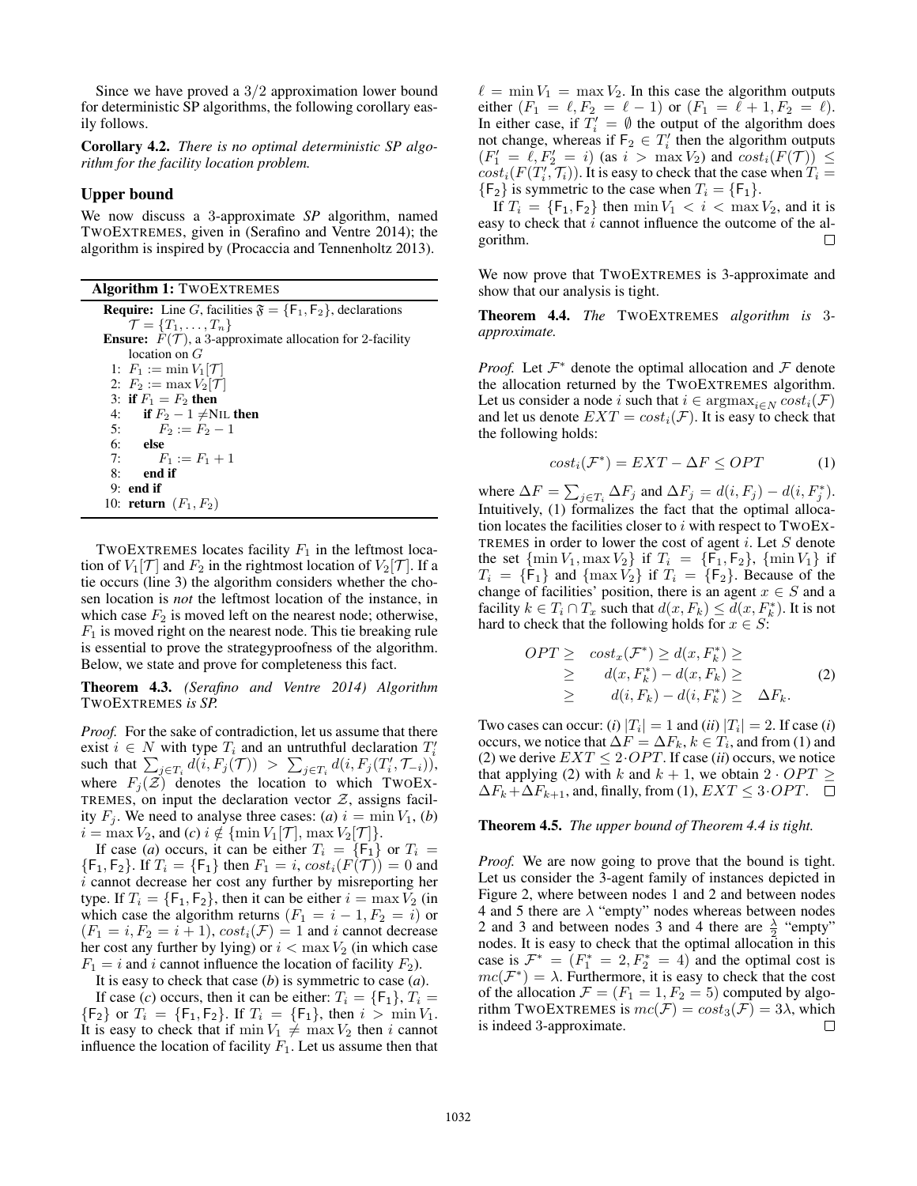Since we have proved a $3/2$ approximation lower bound for deterministic SP algorithms, the following corollary easily follows.

**Corollary 4.2.** *There is no optimal deterministic SP algorithm for the facility location problem.*

## Upper bound

We now discuss a 3-approximate *SP* algorithm, named TWOEXTREMES, given in (Serafino and Ventre 2014); the algorithm is inspired by (Procaccia and Tennenholtz 2013).

**Algorithm 1:** TWOEXTREMES

```
Require: Line G, facilities 𝔉 = {F1, F2}, declarations
    T = {T1, ..., Tn}
Ensure: F(T), a 3-approximate allocation for 2-facility
    location on G
 1: F1 := min V1[T]
 2: F2 := max V2[T]
 3: if F1 = F2 then
 4:    if F2 − 1 ≠ NIL then
 5:       F2 := F2 − 1
 6:    else
 7:       F1 := F1 + 1
 8:    end if
 9: end if
10: return (F1, F2)
```

TWOEXTREMES locates facility $F_1$ in the leftmost location of $V_1[\mathcal{T}]$ and $F_2$ in the rightmost location of $V_2[\mathcal{T}]$. If a tie occurs (line 3) the algorithm considers whether the chosen location is *not* the leftmost location of the instance, in which case $F_2$ is moved left on the nearest node; otherwise, $F_1$ is moved right on the nearest node. This tie breaking rule is essential to prove the strategyproofness of the algorithm. Below, we state and prove for completeness this fact.

**Theorem 4.3.** *(Serafino and Ventre 2014) Algorithm* TWOEXTREMES *is SP.*

*Proof.* For the sake of contradiction, let us assume that there exist $i \in N$ with type $T_i$ and an untruthful declaration $T_i'$ such that $\sum_{j\in T_i} d(i, F_j(\mathcal{T})) > \sum_{j\in T_i} d(i, F_j(T_i', \mathcal{T}_{-i}))$, where $F_j(\mathcal{Z})$ denotes the location to which TWOEXTREMES, on input the declaration vector $\mathcal{Z}$, assigns facility $F_j$. We need to analyse three cases: (*a*) $i = \min V_1$, (*b*) $i = \max V_2$, and (*c*) $i \notin \{\min V_1[\mathcal{T}], \max V_2[\mathcal{T}]\}$.

If case (*a*) occurs, it can be either $T_i = \{\mathsf{F}_1\}$ or $T_i = \{\mathsf{F}_1, \mathsf{F}_2\}$. If $T_i = \{\mathsf{F}_1\}$ then $F_1 = i$, $cost_i(F(\mathcal{T})) = 0$ and $i$ cannot decrease her cost any further by misreporting her type. If $T_i = \{\mathsf{F}_1, \mathsf{F}_2\}$, then it can be either $i = \max V_2$ (in which case the algorithm returns $(F_1 = i-1, F_2 = i)$ or $(F_1 = i, F_2 = i+1)$, $cost_i(\mathcal{F}) = 1$ and $i$ cannot decrease her cost any further by lying) or $i < \max V_2$ (in which case $F_1 = i$ and $i$ cannot influence the location of facility $F_2$).

It is easy to check that case (*b*) is symmetric to case (*a*).

If case (*c*) occurs, then it can be either: $T_i = \{\mathsf{F}_1\}$, $T_i = \{\mathsf{F}_2\}$ or $T_i = \{\mathsf{F}_1, \mathsf{F}_2\}$. If $T_i = \{\mathsf{F}_1\}$, then $i > \min V_1$. It is easy to check that if $\min V_1 \neq \max V_2$ then $i$ cannot influence the location of facility $F_1$. Let us assume then that $\ell = \min V_1 = \max V_2$. In this case the algorithm outputs either $(F_1 = \ell, F_2 = \ell - 1)$ or $(F_1 = \ell + 1, F_2 = \ell)$. In either case, if $T_i' = \emptyset$ the output of the algorithm does not change, whereas if $\mathsf{F}_2 \in T_i'$ then the algorithm outputs $(F_1' = \ell, F_2' = i)$ (as $i > \max V_2$) and $cost_i(F(\mathcal{T})) \leq cost_i(F(T_i', \mathcal{T}_i))$. It is easy to check that the case when $T_i = \{\mathsf{F}_2\}$ is symmetric to the case when $T_i = \{\mathsf{F}_1\}$.

If $T_i = \{\mathsf{F}_1, \mathsf{F}_2\}$ then $\min V_1 < i < \max V_2$, and it is easy to check that $i$ cannot influence the outcome of the algorithm. □

We now prove that TWOEXTREMES is 3-approximate and show that our analysis is tight.

**Theorem 4.4.** *The* TWOEXTREMES *algorithm is 3-approximate.*

*Proof.* Let $\mathcal{F}^*$ denote the optimal allocation and $\mathcal{F}$ denote the allocation returned by the TWOEXTREMES algorithm. Let us consider a node $i$ such that $i \in \operatorname{argmax}_{i\in N} cost_i(\mathcal{F})$ and let us denote $EXT = cost_i(\mathcal{F})$. It is easy to check that the following holds:

$$cost_i(\mathcal{F}^*) = EXT - \Delta F \leq OPT \tag{1}$$

where $\Delta F = \sum_{j\in T_i} \Delta F_j$ and $\Delta F_j = d(i, F_j) - d(i, F_j^*)$. Intuitively, (1) formalizes the fact that the optimal allocation locates the facilities closer to $i$ with respect to TWOEXTREMES in order to lower the cost of agent $i$. Let $S$ denote the set $\{\min V_1, \max V_2\}$ if $T_i = \{\mathsf{F}_1, \mathsf{F}_2\}$, $\{\min V_1\}$ if $T_i = \{\mathsf{F}_1\}$ and $\{\max V_2\}$ if $T_i = \{\mathsf{F}_2\}$. Because of the change of facilities' position, there is an agent $x \in S$ and a facility $k \in T_i \cap T_x$ such that $d(x, F_k) \leq d(x, F_k^*)$. It is not hard to check that the following holds for $x \in S$:

$$\begin{aligned} OPT \geq \quad & cost_x(\mathcal{F}^*) \geq d(x, F_k^*) \geq \\ \geq \quad & d(x, F_k^*) - d(x, F_k) \geq \\ \geq \quad & d(i, F_k) - d(i, F_k^*) \geq \quad \Delta F_k. \end{aligned} \tag{2}$$

Two cases can occur: (*i*) $|T_i| = 1$ and (*ii*) $|T_i| = 2$. If case (*i*) occurs, we notice that $\Delta F = \Delta F_k$, $k \in T_i$, and from (1) and (2) we derive $EXT \leq 2 \cdot OPT$. If case (*ii*) occurs, we notice that applying (2) with $k$ and $k+1$, we obtain $2 \cdot OPT \geq \Delta F_k + \Delta F_{k+1}$, and, finally, from (1), $EXT \leq 3 \cdot OPT$. □

**Theorem 4.5.** *The upper bound of Theorem 4.4 is tight.*

*Proof.* We are now going to prove that the bound is tight. Let us consider the 3-agent family of instances depicted in Figure 2, where between nodes 1 and 2 and between nodes 4 and 5 there are $\lambda$ "empty" nodes whereas between nodes 2 and 3 and between nodes 3 and 4 there are $\frac{\lambda}{2}$ "empty" nodes. It is easy to check that the optimal allocation in this case is $\mathcal{F}^* = (F_1^* = 2, F_2^* = 4)$ and the optimal cost is $mc(\mathcal{F}^*) = \lambda$. Furthermore, it is easy to check that the cost of the allocation $\mathcal{F} = (F_1 = 1, F_2 = 5)$ computed by algorithm TWOEXTREMES is $mc(\mathcal{F}) = cost_3(\mathcal{F}) = 3\lambda$, which is indeed 3-approximate. □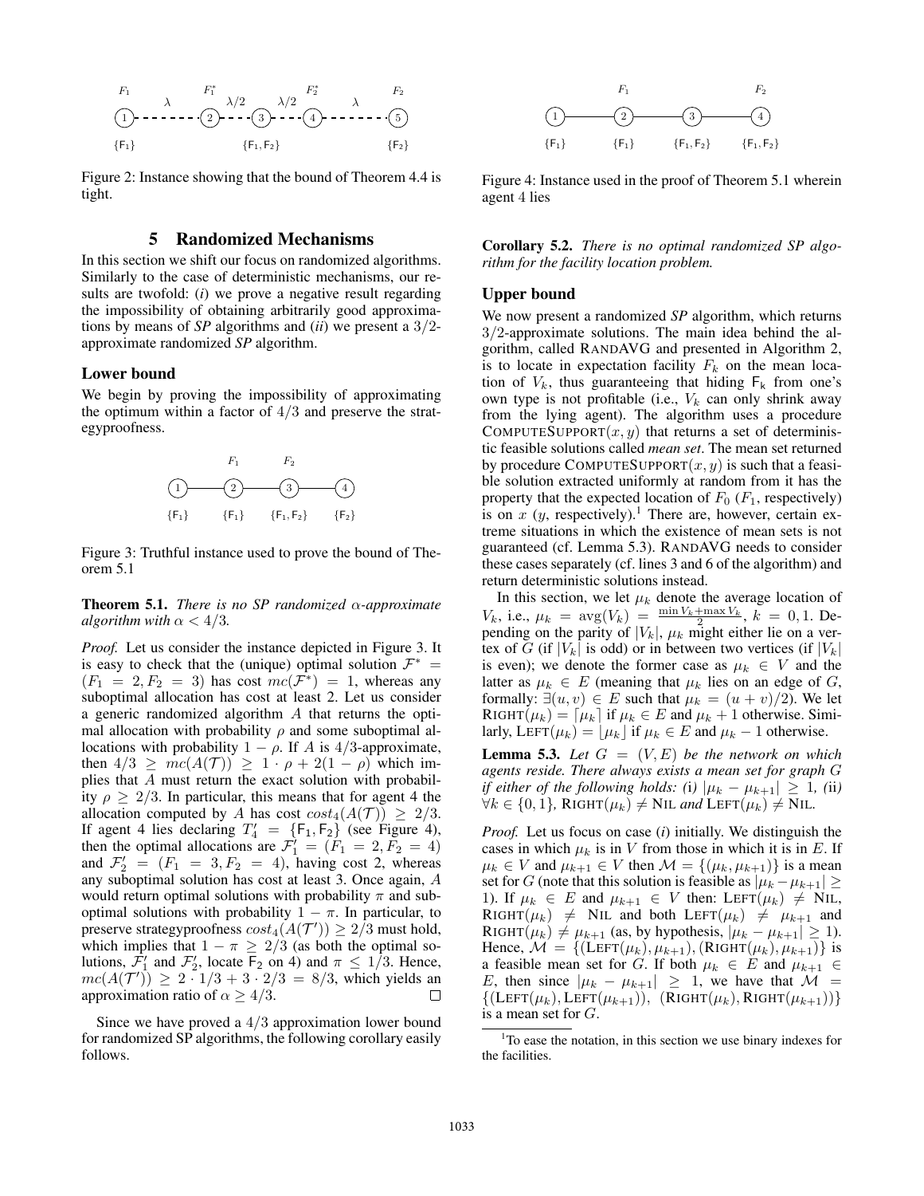Figure 2: Instance showing that the bound of Theorem 4.4 is tight.

## 5 Randomized Mechanisms

In this section we shift our focus on randomized algorithms. Similarly to the case of deterministic mechanisms, our results are twofold: (*i*) we prove a negative result regarding the impossibility of obtaining arbitrarily good approximations by means of *SP* algorithms and (*ii*) we present a $3/2$-approximate randomized *SP* algorithm.

### Lower bound

We begin by proving the impossibility of approximating the optimum within a factor of $4/3$ and preserve the strategyproofness.

Figure 3: Truthful instance used to prove the bound of Theorem 5.1

**Theorem 5.1.** *There is no SP randomized $\alpha$-approximate algorithm with $\alpha < 4/3$.*

*Proof.* Let us consider the instance depicted in Figure 3. It is easy to check that the (unique) optimal solution $\mathcal{F}^* = (F_1 = 2, F_2 = 3)$ has cost $mc(\mathcal{F}^*) = 1$, whereas any suboptimal allocation has cost at least 2. Let us consider a generic randomized algorithm $A$ that returns the optimal allocation with probability $\rho$ and some suboptimal allocations with probability $1 - \rho$. If $A$ is $4/3$-approximate, then $4/3 \geq mc(A(\mathcal{T})) \geq 1 \cdot \rho + 2(1 - \rho)$ which implies that $A$ must return the exact solution with probability $\rho \geq 2/3$. In particular, this means that for agent 4 the allocation computed by $A$ has cost $cost_4(A(\mathcal{T})) \geq 2/3$. If agent 4 lies declaring $T'_4 = \{\mathsf{F}_1, \mathsf{F}_2\}$ (see Figure 4), then the optimal allocations are $\mathcal{F}'_1 = (F_1 = 2, F_2 = 4)$ and $\mathcal{F}'_2 = (F_1 = 3, F_2 = 4)$, having cost 2, whereas any suboptimal solution has cost at least 3. Once again, $A$ would return optimal solutions with probability $\pi$ and suboptimal solutions with probability $1 - \pi$. In particular, to preserve strategyproofness $cost_4(A(\mathcal{T}')) \geq 2/3$ must hold, which implies that $1 - \pi \geq 2/3$ (as both the optimal solutions, $\mathcal{F}'_1$ and $\mathcal{F}'_2$, locate $\mathsf{F}_2$ on 4) and $\pi \leq 1/3$. Hence, $mc(A(\mathcal{T}')) \geq 2 \cdot 1/3 + 3 \cdot 2/3 = 8/3$, which yields an approximation ratio of $\alpha \geq 4/3$. $\square$

Since we have proved a $4/3$ approximation lower bound for randomized SP algorithms, the following corollary easily follows.

Figure 4: Instance used in the proof of Theorem 5.1 wherein agent 4 lies

**Corollary 5.2.** *There is no optimal randomized SP algorithm for the facility location problem.*

### Upper bound

We now present a randomized *SP* algorithm, which returns $3/2$-approximate solutions. The main idea behind the algorithm, called RANDAVG and presented in Algorithm 2, is to locate in expectation facility $F_k$ on the mean location of $V_k$, thus guaranteeing that hiding $\mathsf{F}_k$ from one's own type is not profitable (i.e., $V_k$ can only shrink away from the lying agent). The algorithm uses a procedure COMPUTESUPPORT$(x, y)$ that returns a set of deterministic feasible solutions called *mean set*. The mean set returned by procedure COMPUTESUPPORT$(x, y)$ is such that a feasible solution extracted uniformly at random from it has the property that the expected location of $F_0$ ($F_1$, respectively) is on $x$ ($y$, respectively).[1] There are, however, certain extreme situations in which the existence of mean sets is not guaranteed (cf. Lemma 5.3). RANDAVG needs to consider these cases separately (cf. lines 3 and 6 of the algorithm) and return deterministic solutions instead.

In this section, we let $\mu_k$ denote the average location of $V_k$, i.e., $\mu_k = \text{avg}(V_k) = \frac{\min V_k + \max V_k}{2}$, $k = 0, 1$. Depending on the parity of $|V_k|$, $\mu_k$ might either lie on a vertex of $G$ (if $|V_k|$ is odd) or in between two vertices (if $|V_k|$ is even); we denote the former case as $\mu_k \in V$ and the latter as $\mu_k \in E$ (meaning that $\mu_k$ lies on an edge of $G$, formally: $\exists (u, v) \in E$ such that $\mu_k = (u + v)/2$). We let RIGHT$(\mu_k) = \lceil \mu_k \rceil$ if $\mu_k \in E$ and $\mu_k + 1$ otherwise. Similarly, LEFT$(\mu_k) = \lfloor \mu_k \rfloor$ if $\mu_k \in E$ and $\mu_k - 1$ otherwise.

**Lemma 5.3.** *Let $G = (V, E)$ be the network on which agents reside. There always exists a mean set for graph $G$ if either of the following holds: (*i*) $|\mu_k - \mu_{k+1}| \geq 1$, (*ii*) $\forall k \in \{0, 1\}$, RIGHT$(\mu_k) \neq$ NIL and LEFT$(\mu_k) \neq$ NIL.*

*Proof.* Let us focus on case (*i*) initially. We distinguish the cases in which $\mu_k$ is in $V$ from those in which it is in $E$. If $\mu_k \in V$ and $\mu_{k+1} \in V$ then $\mathcal{M} = \{(\mu_k, \mu_{k+1})\}$ is a mean set for $G$ (note that this solution is feasible as $|\mu_k - \mu_{k+1}| \geq 1$). If $\mu_k \in E$ and $\mu_{k+1} \in V$ then: LEFT$(\mu_k) \neq$ NIL, RIGHT$(\mu_k) \neq$ NIL and both LEFT$(\mu_k) \neq \mu_{k+1}$ and RIGHT$(\mu_k) \neq \mu_{k+1}$ (as, by hypothesis, $|\mu_k - \mu_{k+1}| \geq 1$). Hence, $\mathcal{M} = \{(\text{LEFT}(\mu_k), \mu_{k+1}), (\text{RIGHT}(\mu_k), \mu_{k+1})\}$ is a feasible mean set for $G$. If both $\mu_k \in E$ and $\mu_{k+1} \in E$, then since $|\mu_k - \mu_{k+1}| \geq 1$, we have that $\mathcal{M} = \{(\text{LEFT}(\mu_k), \text{LEFT}(\mu_{k+1})), (\text{RIGHT}(\mu_k), \text{RIGHT}(\mu_{k+1}))\}$ is a mean set for $G$.

[1] To ease the notation, in this section we use binary indexes for the facilities.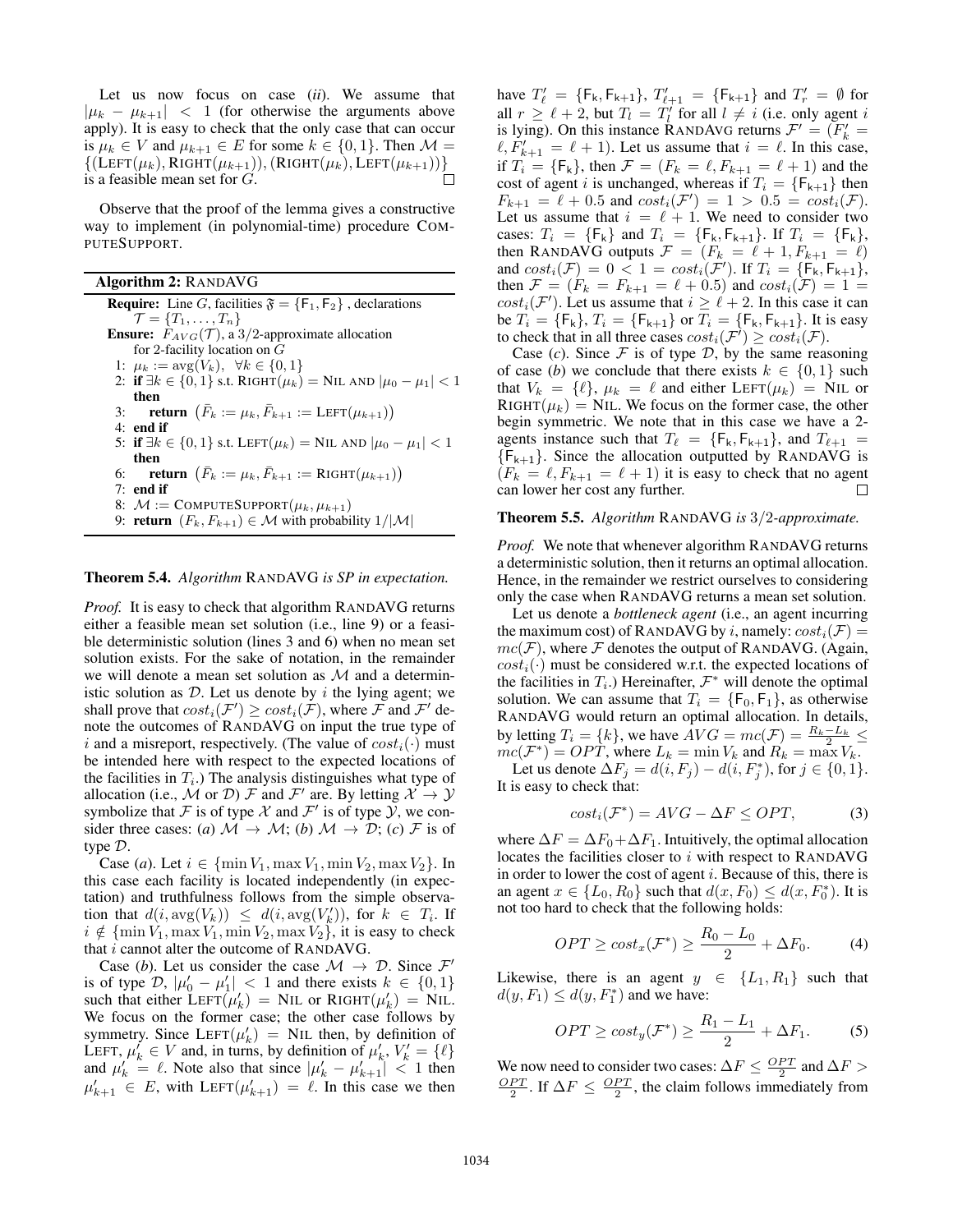Let us now focus on case (*ii*). We assume that $|\mu_k - \mu_{k+1}| < 1$ (for otherwise the arguments above apply). It is easy to check that the only case that can occur is $\mu_k \in V$ and $\mu_{k+1} \in E$ for some $k \in \{0, 1\}$. Then $\mathcal{M} = \{(\text{LEFT}(\mu_k), \text{RIGHT}(\mu_{k+1})), (\text{RIGHT}(\mu_k), \text{LEFT}(\mu_{k+1}))\}$ is a feasible mean set for $G$. ∎

Observe that the proof of the lemma gives a constructive way to implement (in polynomial-time) procedure COMPUTESUPPORT.

**Algorithm 2:** RANDAVG

**Require:** Line $G$, facilities $\mathfrak{F} = \{\mathsf{F}_1, \mathsf{F}_2\}$ , declarations $\mathcal{T} = \{T_1, \dots, T_n\}$

**Ensure:** $F_{AVG}(\mathcal{T})$, a 3/2-approximate allocation for 2-facility location on $G$

1: $\mu_k := \text{avg}(V_k), \ \forall k \in \{0, 1\}$
2: **if** $\exists k \in \{0, 1\}$ s.t. $\text{RIGHT}(\mu_k) = \text{NIL}$ AND $|\mu_0 - \mu_1| < 1$ **then**
3: &nbsp;&nbsp;&nbsp;**return** $(\bar{F}_k := \mu_k, \bar{F}_{k+1} := \text{LEFT}(\mu_{k+1}))$
4: **end if**
5: **if** $\exists k \in \{0, 1\}$ s.t. $\text{LEFT}(\mu_k) = \text{NIL}$ AND $|\mu_0 - \mu_1| < 1$ **then**
6: &nbsp;&nbsp;&nbsp;**return** $(\bar{F}_k := \mu_k, \bar{F}_{k+1} := \text{RIGHT}(\mu_{k+1}))$
7: **end if**
8: $\mathcal{M} := \text{COMPUTESUPPORT}(\mu_k, \mu_{k+1})$
9: **return** $(F_k, F_{k+1}) \in \mathcal{M}$ with probability $1/|\mathcal{M}|$

**Theorem 5.4.** *Algorithm* RANDAVG *is SP in expectation.*

*Proof.* It is easy to check that algorithm RANDAVG returns either a feasible mean set solution (i.e., line 9) or a feasible deterministic solution (lines 3 and 6) when no mean set solution exists. For the sake of notation, in the remainder we will denote a mean set solution as $\mathcal{M}$ and a deterministic solution as $\mathcal{D}$. Let us denote by $i$ the lying agent; we shall prove that $cost_i(\mathcal{F}') \geq cost_i(\mathcal{F})$, where $\mathcal{F}$ and $\mathcal{F}'$ denote the outcomes of RANDAVG on input the true type of $i$ and a misreport, respectively. (The value of $cost_i(\cdot)$ must be intended here with respect to the expected locations of the facilities in $T_i$.) The analysis distinguishes what type of allocation (i.e., $\mathcal{M}$ or $\mathcal{D}$) $\mathcal{F}$ and $\mathcal{F}'$ are. By letting $\mathcal{X} \to \mathcal{Y}$ symbolize that $\mathcal{F}$ is of type $\mathcal{X}$ and $\mathcal{F}'$ is of type $\mathcal{Y}$, we consider three cases: (*a*) $\mathcal{M} \to \mathcal{M}$; (*b*) $\mathcal{M} \to \mathcal{D}$; (*c*) $\mathcal{F}$ is of type $\mathcal{D}$.

Case (*a*). Let $i \in \{\min V_1, \max V_1, \min V_2, \max V_2\}$. In this case each facility is located independently (in expectation) and truthfulness follows from the simple observation that $d(i, \text{avg}(V_k)) \leq d(i, \text{avg}(V_k'))$, for $k \in T_i$. If $i \notin \{\min V_1, \max V_1, \min V_2, \max V_2\}$, it is easy to check that $i$ cannot alter the outcome of RANDAVG.

Case (*b*). Let us consider the case $\mathcal{M} \to \mathcal{D}$. Since $\mathcal{F}'$ is of type $\mathcal{D}$, $|\mu_0' - \mu_1'| < 1$ and there exists $k \in \{0, 1\}$ such that either $\text{LEFT}(\mu_k') = \text{NIL}$ or $\text{RIGHT}(\mu_k') = \text{NIL}$. We focus on the former case; the other case follows by symmetry. Since $\text{LEFT}(\mu_k') = \text{NIL}$ then, by definition of LEFT, $\mu_k' \in V$ and, in turns, by definition of $\mu_k'$, $V_k' = \{\ell\}$ and $\mu_k' = \ell$. Note also that since $|\mu_k' - \mu_{k+1}'| < 1$ then $\mu_{k+1}' \in E$, with $\text{LEFT}(\mu_{k+1}') = \ell$. In this case we then have $T_\ell' = \{\mathsf{F}_k, \mathsf{F}_{k+1}\}$, $T_{\ell+1}' = \{\mathsf{F}_{k+1}\}$ and $T_r' = \emptyset$ for all $r \geq \ell + 2$, but $T_l = T_l'$ for all $l \neq i$ (i.e. only agent $i$ is lying). On this instance RANDAVG returns $\mathcal{F}' = (F_k' = \ell, F_{k+1}' = \ell + 1)$. Let us assume that $i = \ell$. In this case, if $T_i = \{\mathsf{F}_k\}$, then $\mathcal{F} = (F_k = \ell, F_{k+1} = \ell + 1)$ and the cost of agent $i$ is unchanged, whereas if $T_i = \{\mathsf{F}_{k+1}\}$ then $F_{k+1} = \ell + 0.5$ and $cost_i(\mathcal{F}') = 1 > 0.5 = cost_i(\mathcal{F})$. Let us assume that $i = \ell + 1$. We need to consider two cases: $T_i = \{\mathsf{F}_k\}$ and $T_i = \{\mathsf{F}_k, \mathsf{F}_{k+1}\}$. If $T_i = \{\mathsf{F}_k\}$, then RANDAVG outputs $\mathcal{F} = (F_k = \ell + 1, F_{k+1} = \ell)$ and $cost_i(\mathcal{F}) = 0 < 1 = cost_i(\mathcal{F}')$. If $T_i = \{\mathsf{F}_k, \mathsf{F}_{k+1}\}$, then $\mathcal{F} = (F_k = F_{k+1} = \ell + 0.5)$ and $cost_i(\mathcal{F}) = 1 = cost_i(\mathcal{F}')$. Let us assume that $i \geq \ell + 2$. In this case it can be $T_i = \{\mathsf{F}_k\}$, $T_i = \{\mathsf{F}_{k+1}\}$ or $T_i = \{\mathsf{F}_k, \mathsf{F}_{k+1}\}$. It is easy to check that in all three cases $cost_i(\mathcal{F}') \geq cost_i(\mathcal{F})$.

Case (*c*). Since $\mathcal{F}$ is of type $\mathcal{D}$, by the same reasoning of case (*b*) we conclude that there exists $k \in \{0, 1\}$ such that $V_k = \{\ell\}$, $\mu_k = \ell$ and either $\text{LEFT}(\mu_k) = \text{NIL}$ or $\text{RIGHT}(\mu_k) = \text{NIL}$. We focus on the former case, the other begin symmetric. We note that in this case we have a 2-agents instance such that $T_\ell = \{\mathsf{F}_k, \mathsf{F}_{k+1}\}$, and $T_{\ell+1} = \{\mathsf{F}_{k+1}\}$. Since the allocation outputted by RANDAVG is $(F_k = \ell, F_{k+1} = \ell + 1)$ it is easy to check that no agent can lower her cost any further. ∎

**Theorem 5.5.** *Algorithm* RANDAVG *is* 3/2*-approximate.*

*Proof.* We note that whenever algorithm RANDAVG returns a deterministic solution, then it returns an optimal allocation. Hence, in the remainder we restrict ourselves to considering only the case when RANDAVG returns a mean set solution.

Let us denote a *bottleneck agent* (i.e., an agent incurring the maximum cost) of RANDAVG by $i$, namely: $cost_i(\mathcal{F}) = mc(\mathcal{F})$, where $\mathcal{F}$ denotes the output of RANDAVG. (Again, $cost_i(\cdot)$ must be considered w.r.t. the expected locations of the facilities in $T_i$.) Hereinafter, $\mathcal{F}^*$ will denote the optimal solution. We can assume that $T_i = \{\mathsf{F}_0, \mathsf{F}_1\}$, as otherwise RANDAVG would return an optimal allocation. In details, by letting $T_i = \{k\}$, we have $AVG = mc(\mathcal{F}) = \frac{R_k - L_k}{2} \leq mc(\mathcal{F}^*) = OPT$, where $L_k = \min V_k$ and $R_k = \max V_k$.

Let us denote $\Delta F_j = d(i, F_j) - d(i, F_j^*)$, for $j \in \{0, 1\}$. It is easy to check that:

$$cost_i(\mathcal{F}^*) = AVG - \Delta F \leq OPT, \tag{3}$$

where $\Delta F = \Delta F_0 + \Delta F_1$. Intuitively, the optimal allocation locates the facilities closer to $i$ with respect to RANDAVG in order to lower the cost of agent $i$. Because of this, there is an agent $x \in \{L_0, R_0\}$ such that $d(x, F_0) \leq d(x, F_0^*)$. It is not too hard to check that the following holds:

$$OPT \geq cost_x(\mathcal{F}^*) \geq \frac{R_0 - L_0}{2} + \Delta F_0. \tag{4}$$

Likewise, there is an agent $y \in \{L_1, R_1\}$ such that $d(y, F_1) \leq d(y, F_1^*)$ and we have:

$$OPT \geq cost_y(\mathcal{F}^*) \geq \frac{R_1 - L_1}{2} + \Delta F_1. \tag{5}$$

We now need to consider two cases: $\Delta F \leq \frac{OPT}{2}$ and $\Delta F > \frac{OPT}{2}$. If $\Delta F \leq \frac{OPT}{2}$, the claim follows immediately from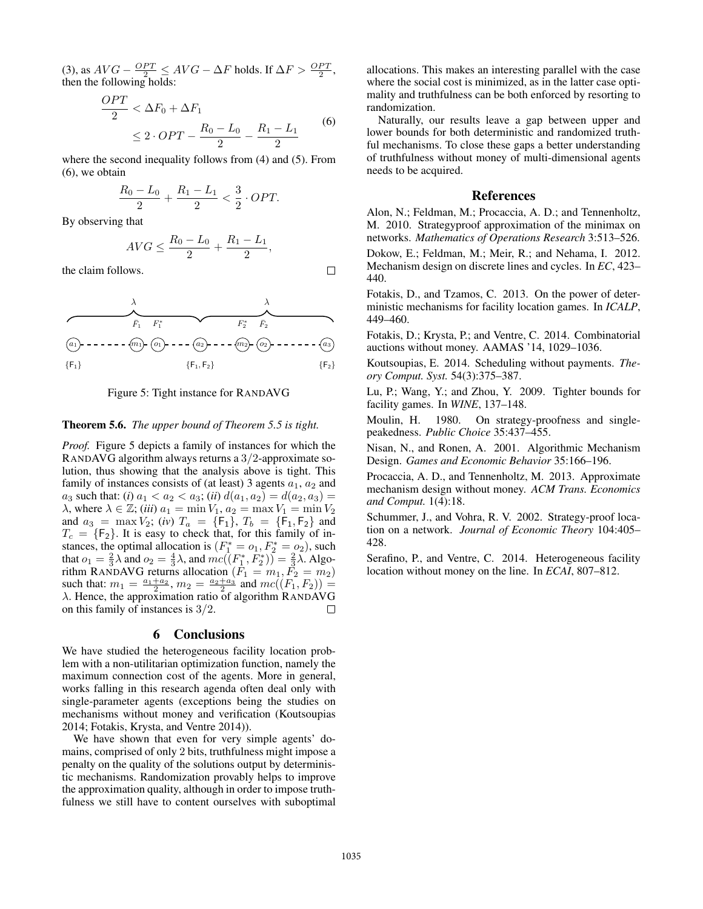(3), as $AVG - \frac{OPT}{2} \leq AVG - \Delta F$ holds. If $\Delta F > \frac{OPT}{2}$, then the following holds:

$$\begin{aligned}\frac{OPT}{2} &< \Delta F_0 + \Delta F_1 \\ &\leq 2 \cdot OPT - \frac{R_0 - L_0}{2} - \frac{R_1 - L_1}{2}\end{aligned} \tag{6}$$

where the second inequality follows from (4) and (5). From (6), we obtain

$$\frac{R_0 - L_0}{2} + \frac{R_1 - L_1}{2} < \frac{3}{2} \cdot OPT.$$

By observing that

$$AVG \leq \frac{R_0 - L_0}{2} + \frac{R_1 - L_1}{2},$$

the claim follows. □

$\lambda$ $\lambda$

$\bar{F}_1$ $F_1^*$ $F_2^*$ $\bar{F}_2$

$a_1$ $m_1$ $o_1$ $a_2$ $m_2$ $o_2$ $a_3$

$\{F_1\}$ $\{F_1, F_2\}$ $\{F_2\}$

Figure 5: Tight instance for RANDAVG

**Theorem 5.6.** *The upper bound of Theorem 5.5 is tight.*

*Proof.* Figure 5 depicts a family of instances for which the RANDAVG algorithm always returns a $3/2$-approximate solution, thus showing that the analysis above is tight. This family of instances consists of (at least) 3 agents $a_1$, $a_2$ and $a_3$ such that: (*i*) $a_1 < a_2 < a_3$; (*ii*) $d(a_1, a_2) = d(a_2, a_3) = \lambda$, where $\lambda \in \mathbb{Z}$; (*iii*) $a_1 = \min V_1$, $a_2 = \max V_1 = \min V_2$ and $a_3 = \max V_2$; (*iv*) $T_a = \{F_1\}$, $T_b = \{F_1, F_2\}$ and $T_c = \{F_2\}$. It is easy to check that, for this family of instances, the optimal allocation is $(F_1^* = o_1, F_2^* = o_2)$, such that $o_1 = \frac{2}{3}\lambda$ and $o_2 = \frac{4}{3}\lambda$, and $mc((F_1^*, F_2^*)) = \frac{2}{3}\lambda$. Algorithm RANDAVG returns allocation $(\bar{F}_1 = m_1, \bar{F}_2 = m_2)$ such that: $m_1 = \frac{a_1 + a_2}{2}$, $m_2 = \frac{a_2 + a_3}{2}$ and $mc((\bar{F}_1, \bar{F}_2)) = \lambda$. Hence, the approximation ratio of algorithm RANDAVG on this family of instances is $3/2$. □

## 6 Conclusions

We have studied the heterogeneous facility location problem with a non-utilitarian optimization function, namely the maximum connection cost of the agents. More in general, works falling in this research agenda often deal only with single-parameter agents (exceptions being the studies on mechanisms without money and verification (Koutsoupias 2014; Fotakis, Krysta, and Ventre 2014)).

We have shown that even for very simple agents' domains, comprised of only 2 bits, truthfulness might impose a penalty on the quality of the solutions output by deterministic mechanisms. Randomization provably helps to improve the approximation quality, although in order to impose truthfulness we still have to content ourselves with suboptimal allocations. This makes an interesting parallel with the case where the social cost is minimized, as in the latter case optimality and truthfulness can be both enforced by resorting to randomization.

Naturally, our results leave a gap between upper and lower bounds for both deterministic and randomized truthful mechanisms. To close these gaps a better understanding of truthfulness without money of multi-dimensional agents needs to be acquired.

## References

Alon, N.; Feldman, M.; Procaccia, A. D.; and Tennenholtz, M. 2010. Strategyproof approximation of the minimax on networks. *Mathematics of Operations Research* 3:513–526.

Dokow, E.; Feldman, M.; Meir, R.; and Nehama, I. 2012. Mechanism design on discrete lines and cycles. In *EC*, 423–440.

Fotakis, D., and Tzamos, C. 2013. On the power of deterministic mechanisms for facility location games. In *ICALP*, 449–460.

Fotakis, D.; Krysta, P.; and Ventre, C. 2014. Combinatorial auctions without money. AAMAS '14, 1029–1036.

Koutsoupias, E. 2014. Scheduling without payments. *Theory Comput. Syst.* 54(3):375–387.

Lu, P.; Wang, Y.; and Zhou, Y. 2009. Tighter bounds for facility games. In *WINE*, 137–148.

Moulin, H. 1980. On strategy-proofness and single-peakedness. *Public Choice* 35:437–455.

Nisan, N., and Ronen, A. 2001. Algorithmic Mechanism Design. *Games and Economic Behavior* 35:166–196.

Procaccia, A. D., and Tennenholtz, M. 2013. Approximate mechanism design without money. *ACM Trans. Economics and Comput.* 1(4):18.

Schummer, J., and Vohra, R. V. 2002. Strategy-proof location on a network. *Journal of Economic Theory* 104:405–428.

Serafino, P., and Ventre, C. 2014. Heterogeneous facility location without money on the line. In *ECAI*, 807–812.